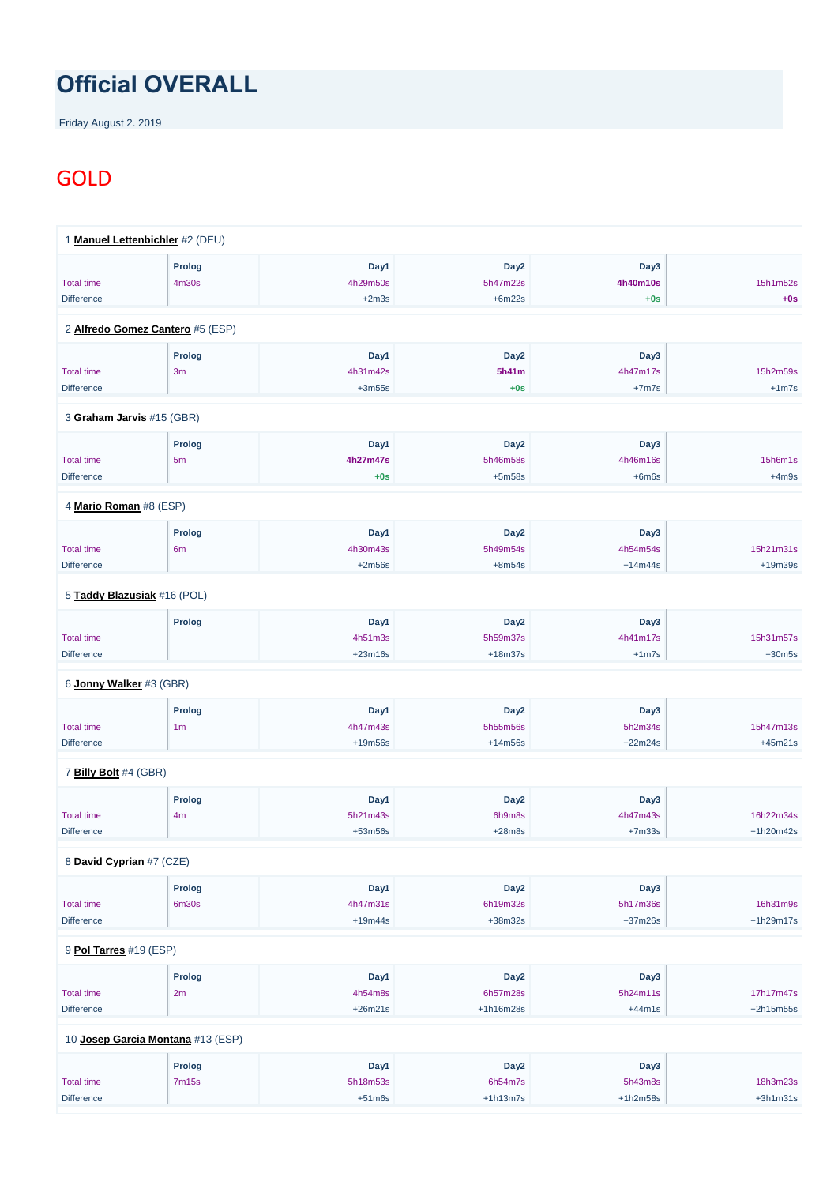# Official OVERALL

Friday August 2. 2019

## GOLD

1 **Manuel Lettenbichler** #2 (DEU)

| | Prolog | Day1 | Day2 | Day3 | |
|---|---|---|---|---|---|
| Total time | 4m30s | 4h29m50s | 5h47m22s | **4h40m10s** | 15h1m52s |
| Difference | | +2m3s | +6m22s | **+0s** | **+0s** |

2 **Alfredo Gomez Cantero** #5 (ESP)

| | Prolog | Day1 | Day2 | Day3 | |
|---|---|---|---|---|---|
| Total time | 3m | 4h31m42s | **5h41m** | 4h47m17s | 15h2m59s |
| Difference | | +3m55s | **+0s** | +7m7s | +1m7s |

3 **Graham Jarvis** #15 (GBR)

| | Prolog | Day1 | Day2 | Day3 | |
|---|---|---|---|---|---|
| Total time | 5m | **4h27m47s** | 5h46m58s | 4h46m16s | 15h6m1s |
| Difference | | **+0s** | +5m58s | +6m6s | +4m9s |

4 **Mario Roman** #8 (ESP)

| | Prolog | Day1 | Day2 | Day3 | |
|---|---|---|---|---|---|
| Total time | 6m | 4h30m43s | 5h49m54s | 4h54m54s | 15h21m31s |
| Difference | | +2m56s | +8m54s | +14m44s | +19m39s |

5 **Taddy Blazusiak** #16 (POL)

| | Prolog | Day1 | Day2 | Day3 | |
|---|---|---|---|---|---|
| Total time | | 4h51m3s | 5h59m37s | 4h41m17s | 15h31m57s |
| Difference | | +23m16s | +18m37s | +1m7s | +30m5s |

6 **Jonny Walker** #3 (GBR)

| | Prolog | Day1 | Day2 | Day3 | |
|---|---|---|---|---|---|
| Total time | 1m | 4h47m43s | 5h55m56s | 5h2m34s | 15h47m13s |
| Difference | | +19m56s | +14m56s | +22m24s | +45m21s |

7 **Billy Bolt** #4 (GBR)

| | Prolog | Day1 | Day2 | Day3 | |
|---|---|---|---|---|---|
| Total time | 4m | 5h21m43s | 6h9m8s | 4h47m43s | 16h22m34s |
| Difference | | +53m56s | +28m8s | +7m33s | +1h20m42s |

8 **David Cyprian** #7 (CZE)

| | Prolog | Day1 | Day2 | Day3 | |
|---|---|---|---|---|---|
| Total time | 6m30s | 4h47m31s | 6h19m32s | 5h17m36s | 16h31m9s |
| Difference | | +19m44s | +38m32s | +37m26s | +1h29m17s |

9 **Pol Tarres** #19 (ESP)

| | Prolog | Day1 | Day2 | Day3 | |
|---|---|---|---|---|---|
| Total time | 2m | 4h54m8s | 6h57m28s | 5h24m11s | 17h17m47s |
| Difference | | +26m21s | +1h16m28s | +44m1s | +2h15m55s |

10 **Josep Garcia Montana** #13 (ESP)

| | Prolog | Day1 | Day2 | Day3 | |
|---|---|---|---|---|---|
| Total time | 7m15s | 5h18m53s | 6h54m7s | 5h43m8s | 18h3m23s |
| Difference | | +51m6s | +1h13m7s | +1h2m58s | +3h1m31s |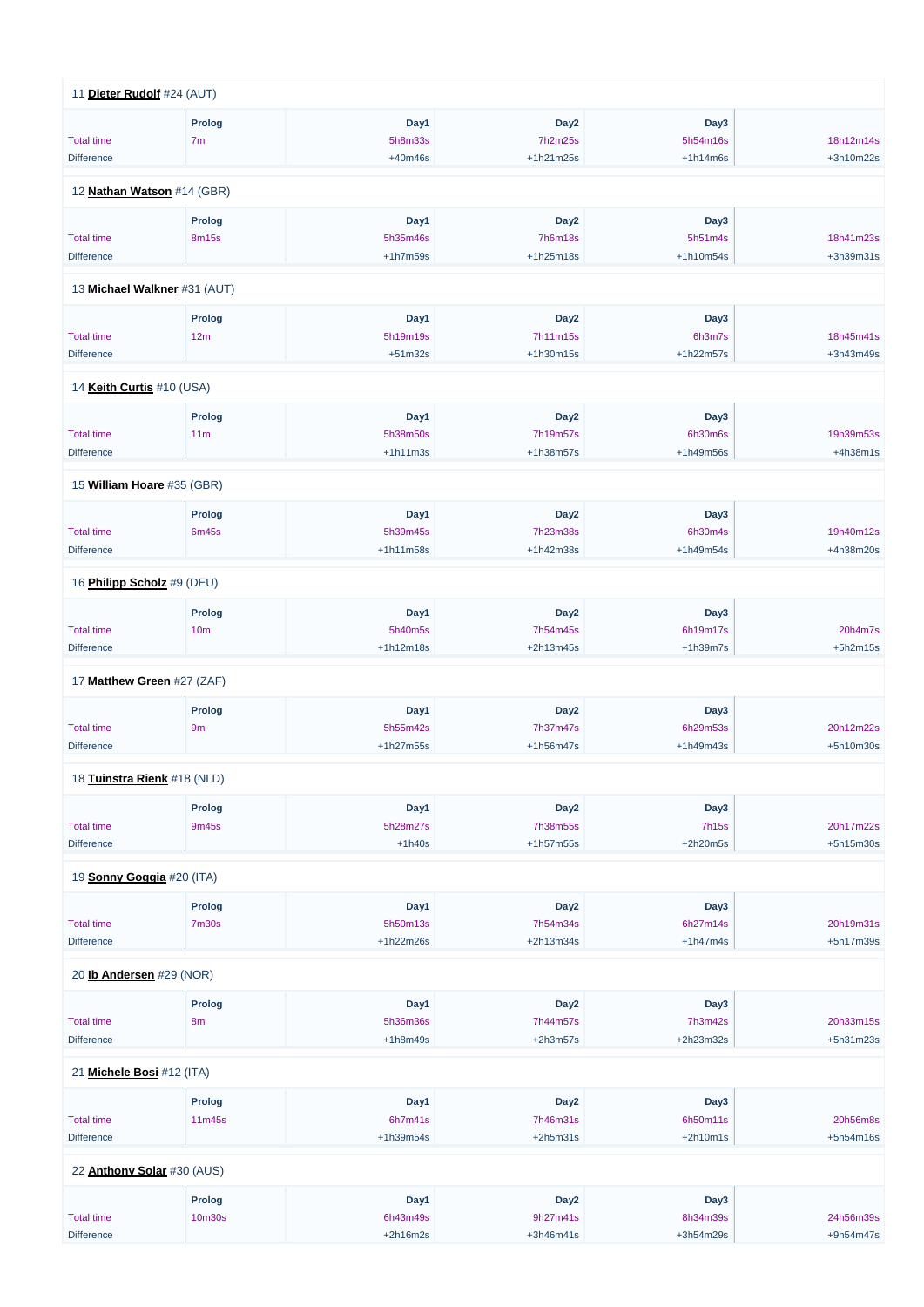11 **Dieter Rudolf** #24 (AUT)

| | Prolog | Day1 | Day2 | Day3 | |
|---|---|---|---|---|---|
| Total time | 7m | 5h8m33s | 7h2m25s | 5h54m16s | 18h12m14s |
| Difference | | +40m46s | +1h21m25s | +1h14m6s | +3h10m22s |

12 **Nathan Watson** #14 (GBR)

| | Prolog | Day1 | Day2 | Day3 | |
|---|---|---|---|---|---|
| Total time | 8m15s | 5h35m46s | 7h6m18s | 5h51m4s | 18h41m23s |
| Difference | | +1h7m59s | +1h25m18s | +1h10m54s | +3h39m31s |

13 **Michael Walkner** #31 (AUT)

| | Prolog | Day1 | Day2 | Day3 | |
|---|---|---|---|---|---|
| Total time | 12m | 5h19m19s | 7h11m15s | 6h3m7s | 18h45m41s |
| Difference | | +51m32s | +1h30m15s | +1h22m57s | +3h43m49s |

14 **Keith Curtis** #10 (USA)

| | Prolog | Day1 | Day2 | Day3 | |
|---|---|---|---|---|---|
| Total time | 11m | 5h38m50s | 7h19m57s | 6h30m6s | 19h39m53s |
| Difference | | +1h11m3s | +1h38m57s | +1h49m56s | +4h38m1s |

15 **William Hoare** #35 (GBR)

| | Prolog | Day1 | Day2 | Day3 | |
|---|---|---|---|---|---|
| Total time | 6m45s | 5h39m45s | 7h23m38s | 6h30m4s | 19h40m12s |
| Difference | | +1h11m58s | +1h42m38s | +1h49m54s | +4h38m20s |

16 **Philipp Scholz** #9 (DEU)

| | Prolog | Day1 | Day2 | Day3 | |
|---|---|---|---|---|---|
| Total time | 10m | 5h40m5s | 7h54m45s | 6h19m17s | 20h4m7s |
| Difference | | +1h12m18s | +2h13m45s | +1h39m7s | +5h2m15s |

17 **Matthew Green** #27 (ZAF)

| | Prolog | Day1 | Day2 | Day3 | |
|---|---|---|---|---|---|
| Total time | 9m | 5h55m42s | 7h37m47s | 6h29m53s | 20h12m22s |
| Difference | | +1h27m55s | +1h56m47s | +1h49m43s | +5h10m30s |

18 **Tuinstra Rienk** #18 (NLD)

| | Prolog | Day1 | Day2 | Day3 | |
|---|---|---|---|---|---|
| Total time | 9m45s | 5h28m27s | 7h38m55s | 7h15s | 20h17m22s |
| Difference | | +1h40s | +1h57m55s | +2h20m5s | +5h15m30s |

19 **Sonny Goggia** #20 (ITA)

| | Prolog | Day1 | Day2 | Day3 | |
|---|---|---|---|---|---|
| Total time | 7m30s | 5h50m13s | 7h54m34s | 6h27m14s | 20h19m31s |
| Difference | | +1h22m26s | +2h13m34s | +1h47m4s | +5h17m39s |

20 **Ib Andersen** #29 (NOR)

| | Prolog | Day1 | Day2 | Day3 | |
|---|---|---|---|---|---|
| Total time | 8m | 5h36m36s | 7h44m57s | 7h3m42s | 20h33m15s |
| Difference | | +1h8m49s | +2h3m57s | +2h23m32s | +5h31m23s |

21 **Michele Bosi** #12 (ITA)

| | Prolog | Day1 | Day2 | Day3 | |
|---|---|---|---|---|---|
| Total time | 11m45s | 6h7m41s | 7h46m31s | 6h50m11s | 20h56m8s |
| Difference | | +1h39m54s | +2h5m31s | +2h10m1s | +5h54m16s |

22 **Anthony Solar** #30 (AUS)

| | Prolog | Day1 | Day2 | Day3 | |
|---|---|---|---|---|---|
| Total time | 10m30s | 6h43m49s | 9h27m41s | 8h34m39s | 24h56m39s |
| Difference | | +2h16m2s | +3h46m41s | +3h54m29s | +9h54m47s |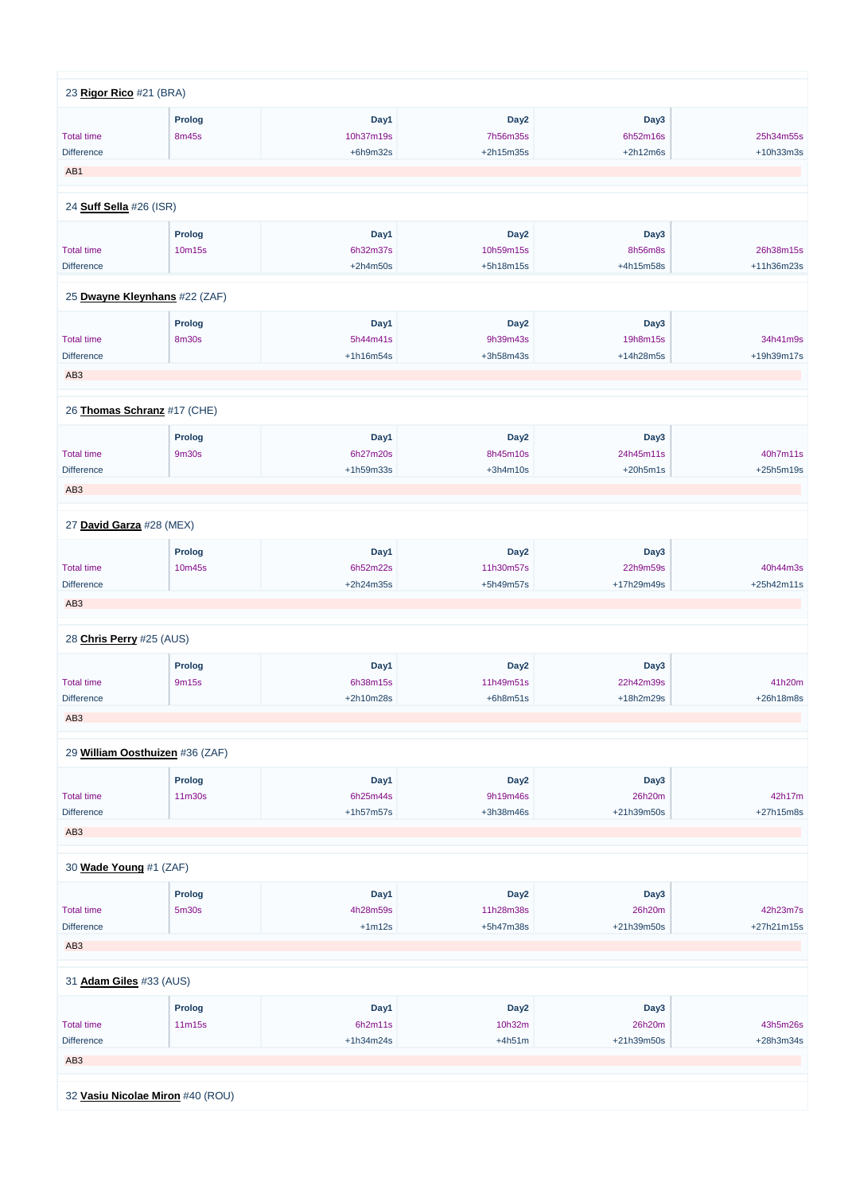23 **Rigor Rico** #21 (BRA)

| | Prolog | Day1 | Day2 | Day3 | |
|---|---|---|---|---|---|
| Total time | 8m45s | 10h37m19s | 7h56m35s | 6h52m16s | 25h34m55s |
| Difference | | +6h9m32s | +2h15m35s | +2h12m6s | +10h33m3s |

AB1

24 **Suff Sella** #26 (ISR)

| | Prolog | Day1 | Day2 | Day3 | |
|---|---|---|---|---|---|
| Total time | 10m15s | 6h32m37s | 10h59m15s | 8h56m8s | 26h38m15s |
| Difference | | +2h4m50s | +5h18m15s | +4h15m58s | +11h36m23s |

25 **Dwayne Kleynhans** #22 (ZAF)

| | Prolog | Day1 | Day2 | Day3 | |
|---|---|---|---|---|---|
| Total time | 8m30s | 5h44m41s | 9h39m43s | 19h8m15s | 34h41m9s |
| Difference | | +1h16m54s | +3h58m43s | +14h28m5s | +19h39m17s |

AB3

26 **Thomas Schranz** #17 (CHE)

| | Prolog | Day1 | Day2 | Day3 | |
|---|---|---|---|---|---|
| Total time | 9m30s | 6h27m20s | 8h45m10s | 24h45m11s | 40h7m11s |
| Difference | | +1h59m33s | +3h4m10s | +20h5m1s | +25h5m19s |

AB3

27 **David Garza** #28 (MEX)

| | Prolog | Day1 | Day2 | Day3 | |
|---|---|---|---|---|---|
| Total time | 10m45s | 6h52m22s | 11h30m57s | 22h9m59s | 40h44m3s |
| Difference | | +2h24m35s | +5h49m57s | +17h29m49s | +25h42m11s |

AB3

28 **Chris Perry** #25 (AUS)

| | Prolog | Day1 | Day2 | Day3 | |
|---|---|---|---|---|---|
| Total time | 9m15s | 6h38m15s | 11h49m51s | 22h42m39s | 41h20m |
| Difference | | +2h10m28s | +6h8m51s | +18h2m29s | +26h18m8s |

AB3

29 **William Oosthuizen** #36 (ZAF)

| | Prolog | Day1 | Day2 | Day3 | |
|---|---|---|---|---|---|
| Total time | 11m30s | 6h25m44s | 9h19m46s | 26h20m | 42h17m |
| Difference | | +1h57m57s | +3h38m46s | +21h39m50s | +27h15m8s |

AB3

30 **Wade Young** #1 (ZAF)

| | Prolog | Day1 | Day2 | Day3 | |
|---|---|---|---|---|---|
| Total time | 5m30s | 4h28m59s | 11h28m38s | 26h20m | 42h23m7s |
| Difference | | +1m12s | +5h47m38s | +21h39m50s | +27h21m15s |

AB3

31 **Adam Giles** #33 (AUS)

| | Prolog | Day1 | Day2 | Day3 | |
|---|---|---|---|---|---|
| Total time | 11m15s | 6h2m11s | 10h32m | 26h20m | 43h5m26s |
| Difference | | +1h34m24s | +4h51m | +21h39m50s | +28h3m34s |

AB3

32 **Vasiu Nicolae Miron** #40 (ROU)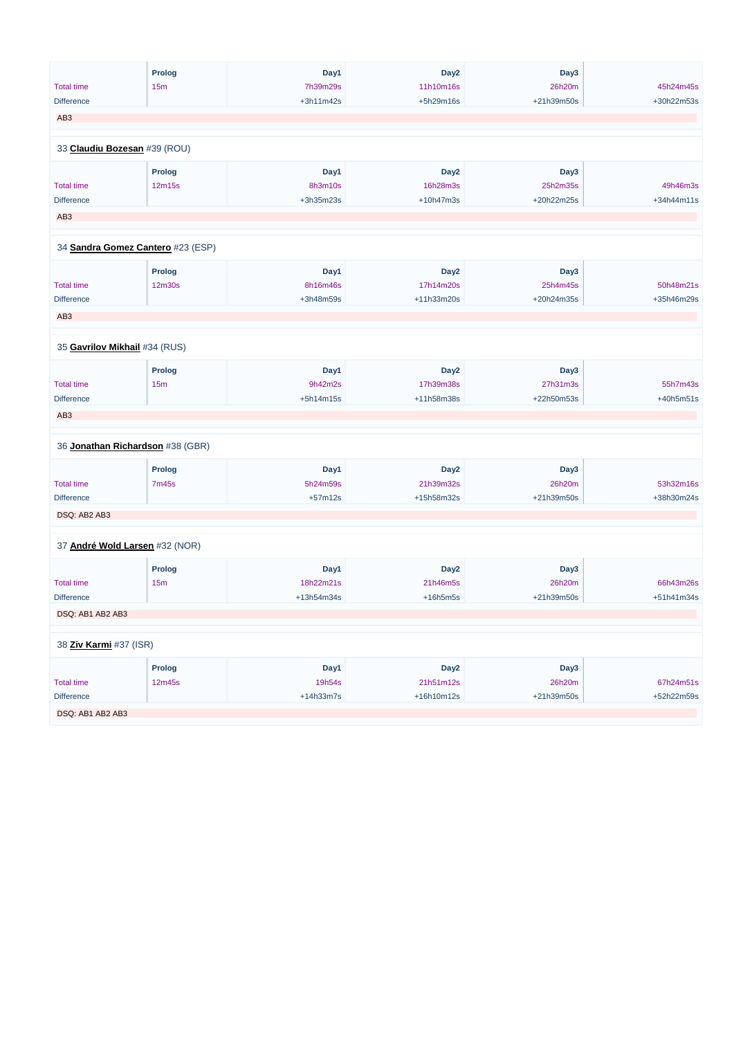| | Prolog | Day1 | Day2 | Day3 | |
|---|---|---|---|---|---|
| Total time | 15m | 7h39m29s | 11h10m16s | 26h20m | 45h24m45s |
| Difference | | +3h11m42s | +5h29m16s | +21h39m50s | +30h22m53s |

AB3

33 **Claudiu Bozesan** #39 (ROU)

| | Prolog | Day1 | Day2 | Day3 | |
|---|---|---|---|---|---|
| Total time | 12m15s | 8h3m10s | 16h28m3s | 25h2m35s | 49h46m3s |
| Difference | | +3h35m23s | +10h47m3s | +20h22m25s | +34h44m11s |

AB3

34 **Sandra Gomez Cantero** #23 (ESP)

| | Prolog | Day1 | Day2 | Day3 | |
|---|---|---|---|---|---|
| Total time | 12m30s | 8h16m46s | 17h14m20s | 25h4m45s | 50h48m21s |
| Difference | | +3h48m59s | +11h33m20s | +20h24m35s | +35h46m29s |

AB3

35 **Gavrilov Mikhail** #34 (RUS)

| | Prolog | Day1 | Day2 | Day3 | |
|---|---|---|---|---|---|
| Total time | 15m | 9h42m2s | 17h39m38s | 27h31m3s | 55h7m43s |
| Difference | | +5h14m15s | +11h58m38s | +22h50m53s | +40h5m51s |

AB3

36 **Jonathan Richardson** #38 (GBR)

| | Prolog | Day1 | Day2 | Day3 | |
|---|---|---|---|---|---|
| Total time | 7m45s | 5h24m59s | 21h39m32s | 26h20m | 53h32m16s |
| Difference | | +57m12s | +15h58m32s | +21h39m50s | +38h30m24s |

DSQ: AB2 AB3

37 **André Wold Larsen** #32 (NOR)

| | Prolog | Day1 | Day2 | Day3 | |
|---|---|---|---|---|---|
| Total time | 15m | 18h22m21s | 21h46m5s | 26h20m | 66h43m26s |
| Difference | | +13h54m34s | +16h5m5s | +21h39m50s | +51h41m34s |

DSQ: AB1 AB2 AB3

38 **Ziv Karmi** #37 (ISR)

| | Prolog | Day1 | Day2 | Day3 | |
|---|---|---|---|---|---|
| Total time | 12m45s | 19h54s | 21h51m12s | 26h20m | 67h24m51s |
| Difference | | +14h33m7s | +16h10m12s | +21h39m50s | +52h22m59s |

DSQ: AB1 AB2 AB3